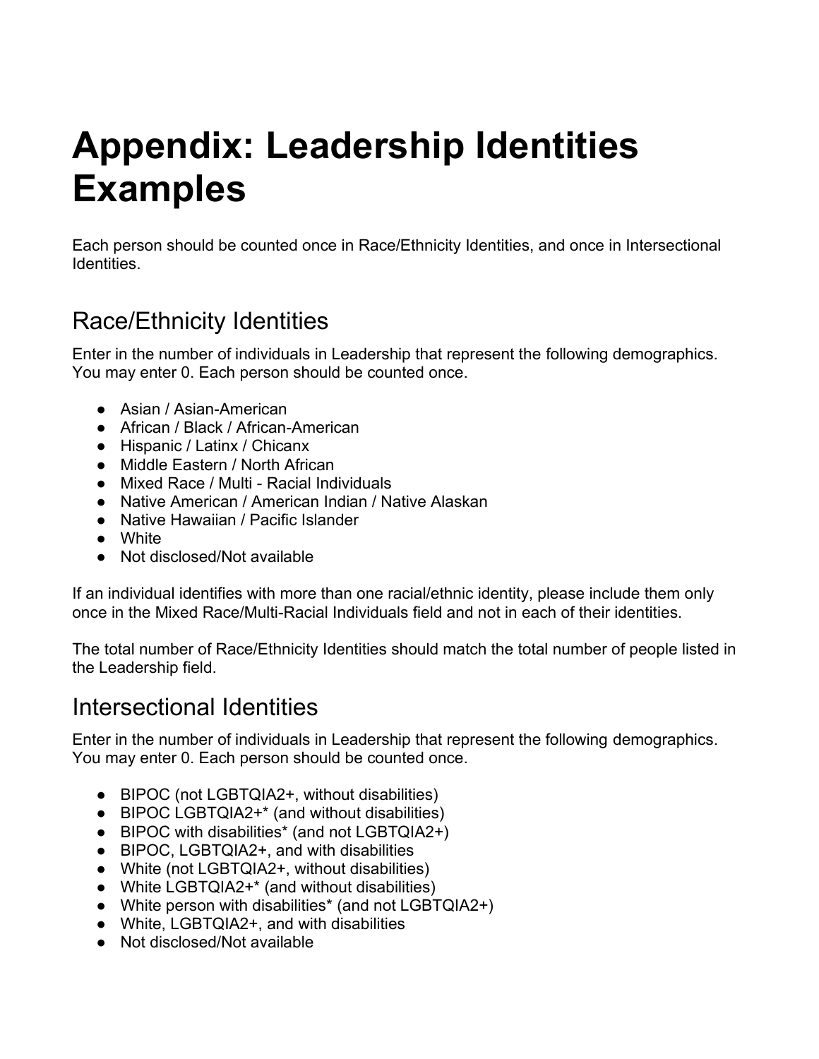# Appendix: Leadership Identities Examples

Each person should be counted once in Race/Ethnicity Identities, and once in Intersectional Identities.

## Race/Ethnicity Identities

Enter in the number of individuals in Leadership that represent the following demographics. You may enter 0. Each person should be counted once.

- Asian / Asian-American
- African / Black / African-American
- Hispanic / Latinx / Chicanx
- Middle Eastern / North African
- Mixed Race / Multi - Racial Individuals
- Native American / American Indian / Native Alaskan
- Native Hawaiian / Pacific Islander
- White
- Not disclosed/Not available

If an individual identifies with more than one racial/ethnic identity, please include them only once in the Mixed Race/Multi-Racial Individuals field and not in each of their identities.

The total number of Race/Ethnicity Identities should match the total number of people listed in the Leadership field.

## Intersectional Identities

Enter in the number of individuals in Leadership that represent the following demographics. You may enter 0. Each person should be counted once.

- BIPOC (not LGBTQIA2+, without disabilities)
- BIPOC LGBTQIA2+* (and without disabilities)
- BIPOC with disabilities* (and not LGBTQIA2+)
- BIPOC, LGBTQIA2+, and with disabilities
- White (not LGBTQIA2+, without disabilities)
- White LGBTQIA2+* (and without disabilities)
- White person with disabilities* (and not LGBTQIA2+)
- White, LGBTQIA2+, and with disabilities
- Not disclosed/Not available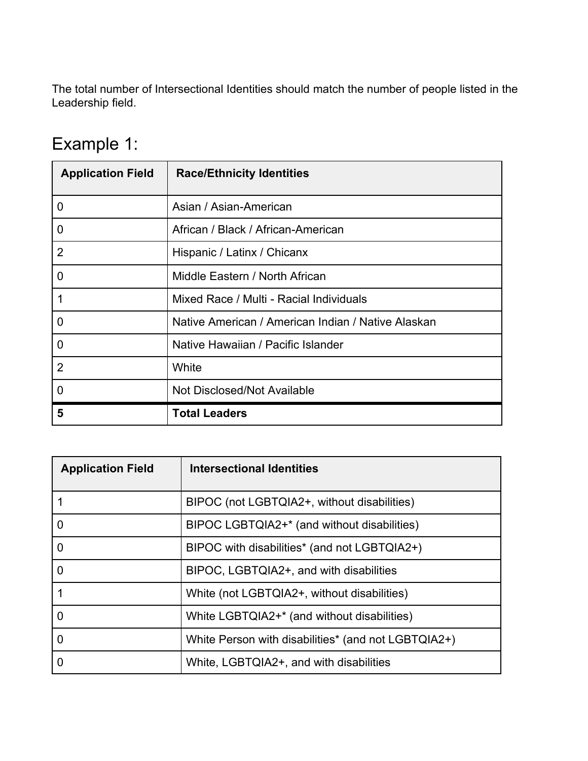The total number of Intersectional Identities should match the number of people listed in the Leadership field.

## Example 1:

| Application Field | Race/Ethnicity Identities |
|---|---|
| 0 | Asian / Asian-American |
| 0 | African / Black / African-American |
| 2 | Hispanic / Latinx / Chicanx |
| 0 | Middle Eastern / North African |
| 1 | Mixed Race / Multi - Racial Individuals |
| 0 | Native American / American Indian / Native Alaskan |
| 0 | Native Hawaiian / Pacific Islander |
| 2 | White |
| 0 | Not Disclosed/Not Available |
| **5** | **Total Leaders** |

| Application Field | Intersectional Identities |
|---|---|
| 1 | BIPOC (not LGBTQIA2+, without disabilities) |
| 0 | BIPOC LGBTQIA2+* (and without disabilities) |
| 0 | BIPOC with disabilities* (and not LGBTQIA2+) |
| 0 | BIPOC, LGBTQIA2+, and with disabilities |
| 1 | White (not LGBTQIA2+, without disabilities) |
| 0 | White LGBTQIA2+* (and without disabilities) |
| 0 | White Person with disabilities* (and not LGBTQIA2+) |
| 0 | White, LGBTQIA2+, and with disabilities |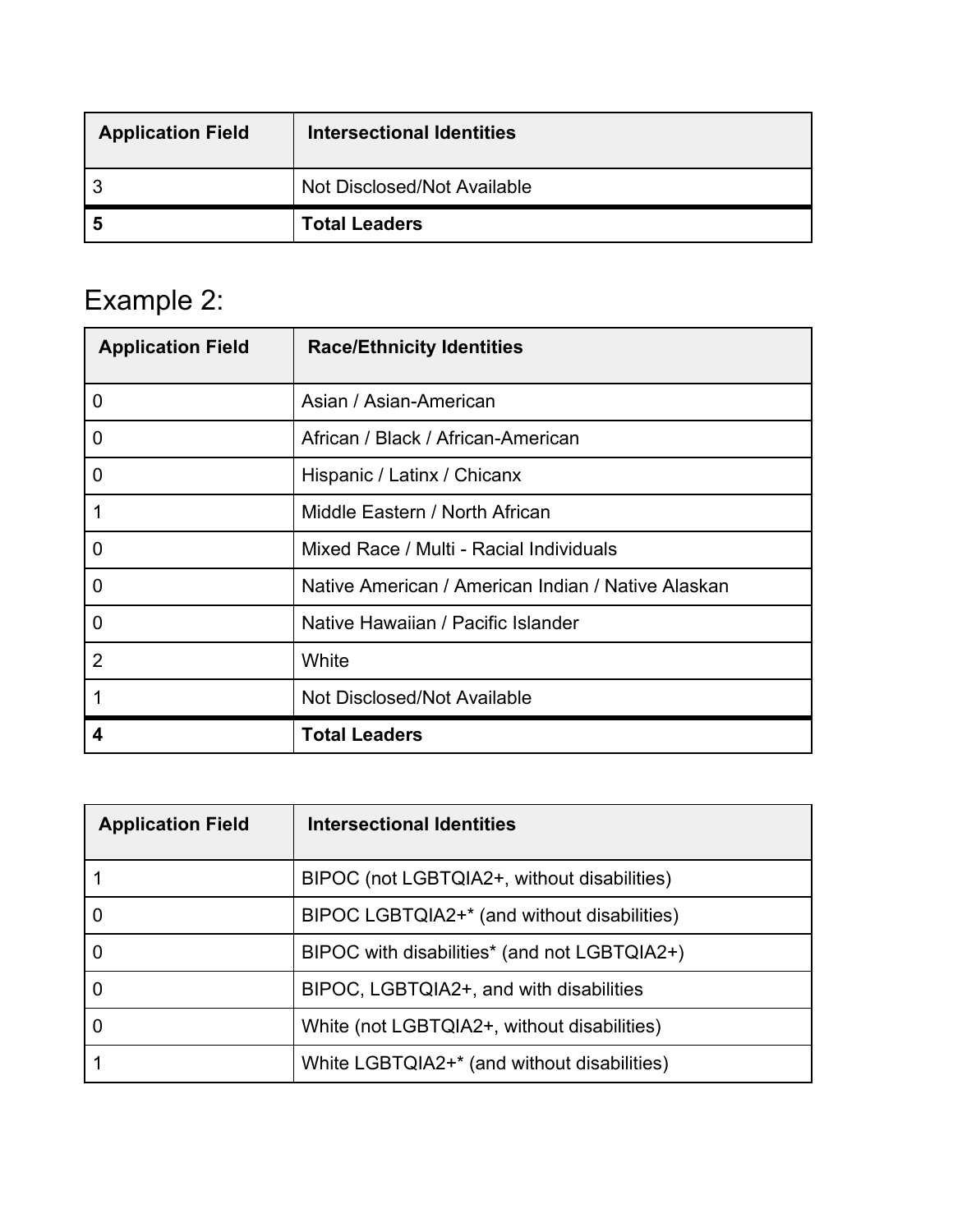| Application Field | Intersectional Identities |
| --- | --- |
| 3 | Not Disclosed/Not Available |
| **5** | **Total Leaders** |

## Example 2:

| Application Field | Race/Ethnicity Identities |
| --- | --- |
| 0 | Asian / Asian-American |
| 0 | African / Black / African-American |
| 0 | Hispanic / Latinx / Chicanx |
| 1 | Middle Eastern / North African |
| 0 | Mixed Race / Multi - Racial Individuals |
| 0 | Native American / American Indian / Native Alaskan |
| 0 | Native Hawaiian / Pacific Islander |
| 2 | White |
| 1 | Not Disclosed/Not Available |
| **4** | **Total Leaders** |

| Application Field | Intersectional Identities |
| --- | --- |
| 1 | BIPOC (not LGBTQIA2+, without disabilities) |
| 0 | BIPOC LGBTQIA2+* (and without disabilities) |
| 0 | BIPOC with disabilities* (and not LGBTQIA2+) |
| 0 | BIPOC, LGBTQIA2+, and with disabilities |
| 0 | White (not LGBTQIA2+, without disabilities) |
| 1 | White LGBTQIA2+* (and without disabilities) |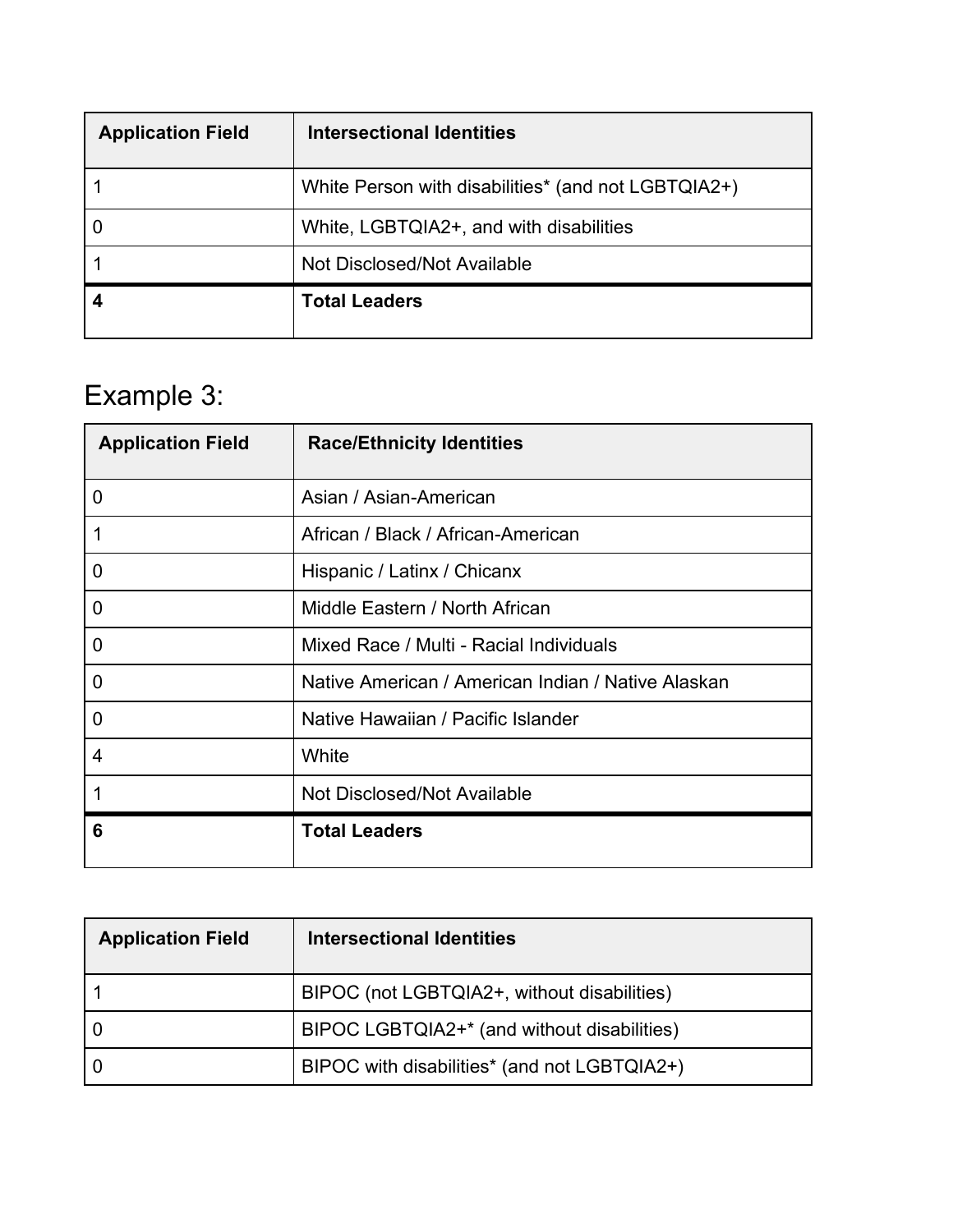| Application Field | Intersectional Identities |
|---|---|
| 1 | White Person with disabilities* (and not LGBTQIA2+) |
| 0 | White, LGBTQIA2+, and with disabilities |
| 1 | Not Disclosed/Not Available |
| **4** | **Total Leaders** |

## Example 3:

| Application Field | Race/Ethnicity Identities |
|---|---|
| 0 | Asian / Asian-American |
| 1 | African / Black / African-American |
| 0 | Hispanic / Latinx / Chicanx |
| 0 | Middle Eastern / North African |
| 0 | Mixed Race / Multi - Racial Individuals |
| 0 | Native American / American Indian / Native Alaskan |
| 0 | Native Hawaiian / Pacific Islander |
| 4 | White |
| 1 | Not Disclosed/Not Available |
| **6** | **Total Leaders** |

| Application Field | Intersectional Identities |
|---|---|
| 1 | BIPOC (not LGBTQIA2+, without disabilities) |
| 0 | BIPOC LGBTQIA2+* (and without disabilities) |
| 0 | BIPOC with disabilities* (and not LGBTQIA2+) |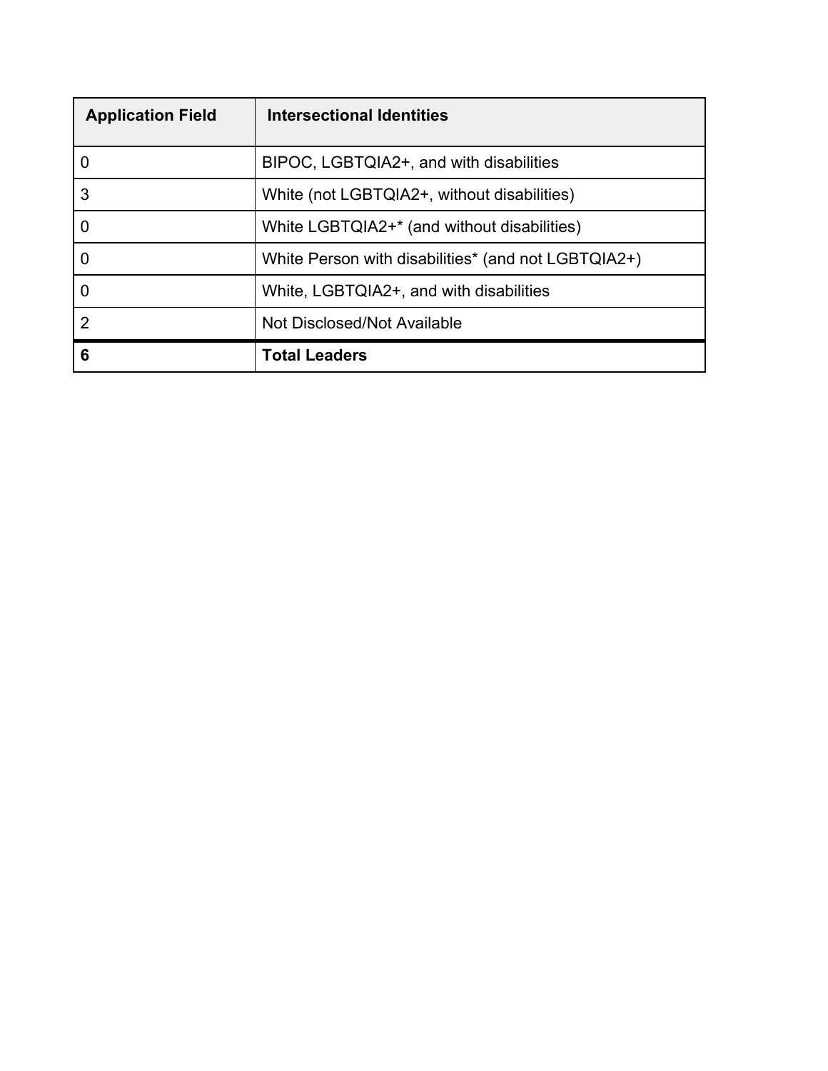| Application Field | Intersectional Identities |
|---|---|
| 0 | BIPOC, LGBTQIA2+, and with disabilities |
| 3 | White (not LGBTQIA2+, without disabilities) |
| 0 | White LGBTQIA2+* (and without disabilities) |
| 0 | White Person with disabilities* (and not LGBTQIA2+) |
| 0 | White, LGBTQIA2+, and with disabilities |
| 2 | Not Disclosed/Not Available |
| **6** | **Total Leaders** |